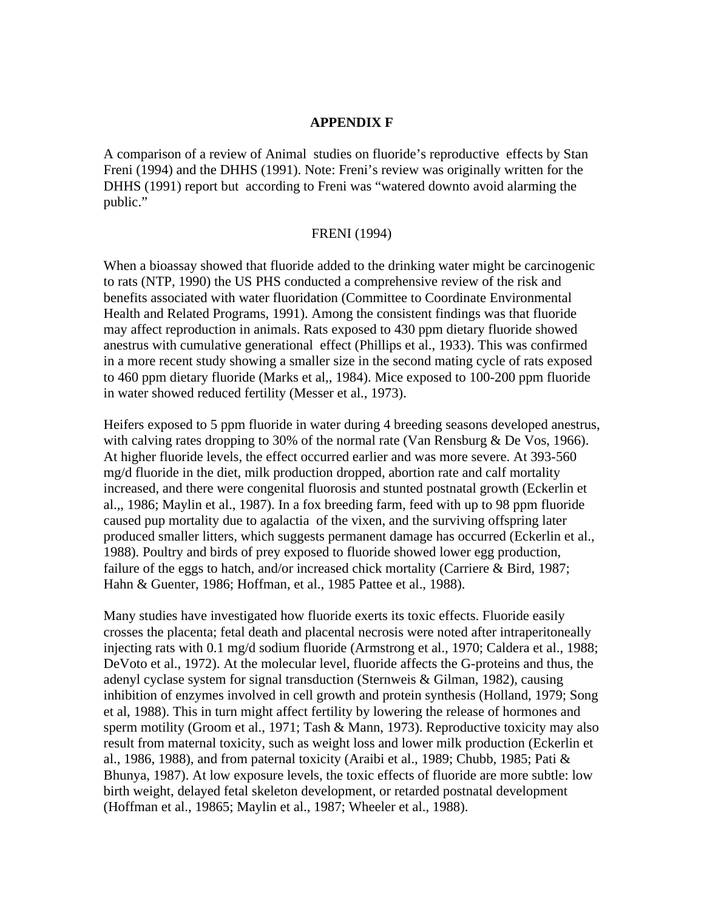# APPENDIX F

A comparison of a review of Animal studies on fluoride's reproductive effects by Stan Freni (1994) and the DHHS (1991). Note: Freni's review was originally written for the DHHS (1991) report but according to Freni was "watered downto avoid alarming the public."

## FRENI (1994)

When a bioassay showed that fluoride added to the drinking water might be carcinogenic to rats (NTP, 1990) the US PHS conducted a comprehensive review of the risk and benefits associated with water fluoridation (Committee to Coordinate Environmental Health and Related Programs, 1991). Among the consistent findings was that fluoride may affect reproduction in animals. Rats exposed to 430 ppm dietary fluoride showed anestrus with cumulative generational effect (Phillips et al., 1933). This was confirmed in a more recent study showing a smaller size in the second mating cycle of rats exposed to 460 ppm dietary fluoride (Marks et al,, 1984). Mice exposed to 100-200 ppm fluoride in water showed reduced fertility (Messer et al., 1973).

Heifers exposed to 5 ppm fluoride in water during 4 breeding seasons developed anestrus, with calving rates dropping to 30% of the normal rate (Van Rensburg & De Vos, 1966). At higher fluoride levels, the effect occurred earlier and was more severe. At 393-560 mg/d fluoride in the diet, milk production dropped, abortion rate and calf mortality increased, and there were congenital fluorosis and stunted postnatal growth (Eckerlin et al.,, 1986; Maylin et al., 1987). In a fox breeding farm, feed with up to 98 ppm fluoride caused pup mortality due to agalactia of the vixen, and the surviving offspring later produced smaller litters, which suggests permanent damage has occurred (Eckerlin et al., 1988). Poultry and birds of prey exposed to fluoride showed lower egg production, failure of the eggs to hatch, and/or increased chick mortality (Carriere & Bird, 1987; Hahn & Guenter, 1986; Hoffman, et al., 1985 Pattee et al., 1988).

Many studies have investigated how fluoride exerts its toxic effects. Fluoride easily crosses the placenta; fetal death and placental necrosis were noted after intraperitoneally injecting rats with 0.1 mg/d sodium fluoride (Armstrong et al., 1970; Caldera et al., 1988; DeVoto et al., 1972). At the molecular level, fluoride affects the G-proteins and thus, the adenyl cyclase system for signal transduction (Sternweis & Gilman, 1982), causing inhibition of enzymes involved in cell growth and protein synthesis (Holland, 1979; Song et al, 1988). This in turn might affect fertility by lowering the release of hormones and sperm motility (Groom et al., 1971; Tash & Mann, 1973). Reproductive toxicity may also result from maternal toxicity, such as weight loss and lower milk production (Eckerlin et al., 1986, 1988), and from paternal toxicity (Araibi et al., 1989; Chubb, 1985; Pati & Bhunya, 1987). At low exposure levels, the toxic effects of fluoride are more subtle: low birth weight, delayed fetal skeleton development, or retarded postnatal development (Hoffman et al., 19865; Maylin et al., 1987; Wheeler et al., 1988).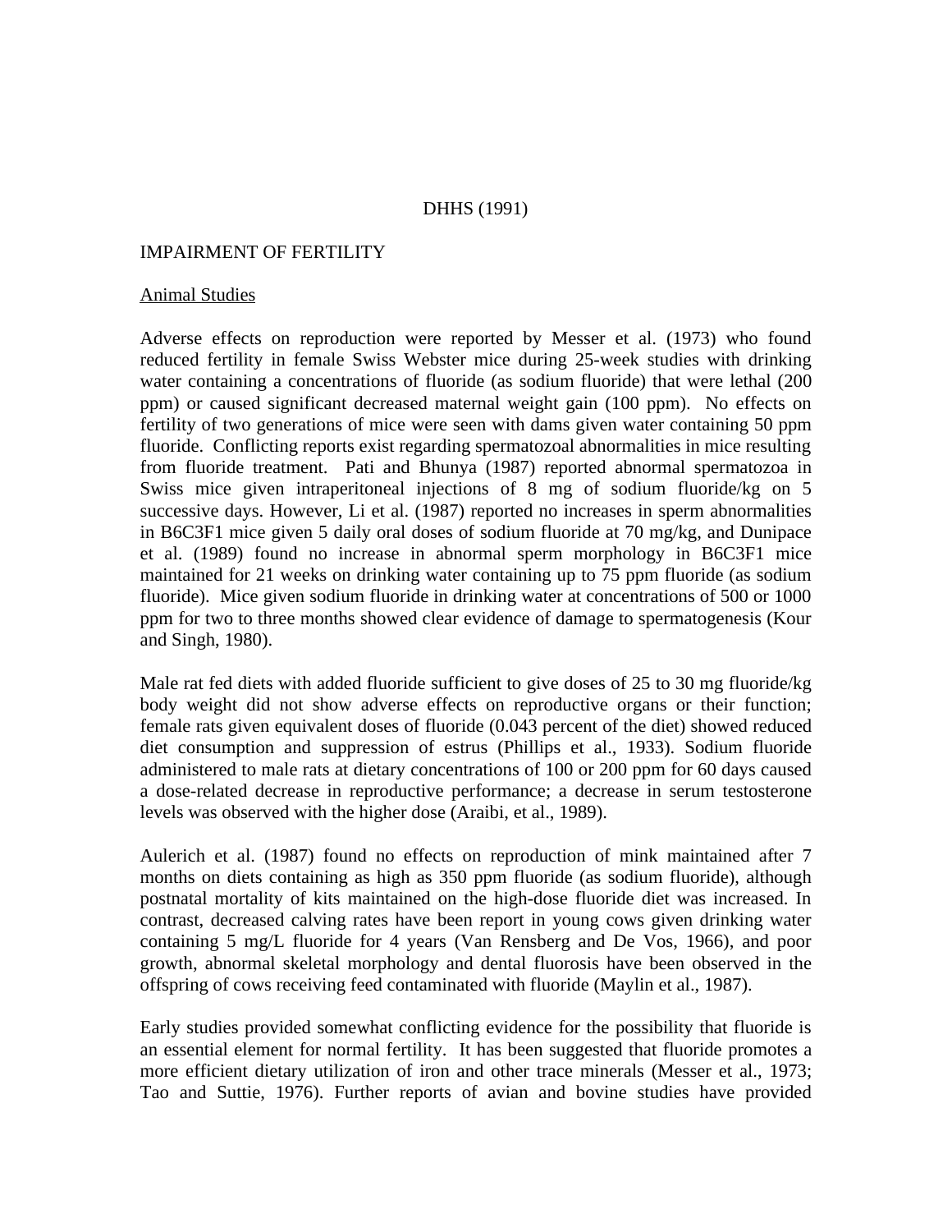DHHS (1991)

IMPAIRMENT OF FERTILITY

Animal Studies

Adverse effects on reproduction were reported by Messer et al. (1973) who found reduced fertility in female Swiss Webster mice during 25-week studies with drinking water containing a concentrations of fluoride (as sodium fluoride) that were lethal (200 ppm) or caused significant decreased maternal weight gain (100 ppm). No effects on fertility of two generations of mice were seen with dams given water containing 50 ppm fluoride. Conflicting reports exist regarding spermatozoal abnormalities in mice resulting from fluoride treatment. Pati and Bhunya (1987) reported abnormal spermatozoa in Swiss mice given intraperitoneal injections of 8 mg of sodium fluoride/kg on 5 successive days. However, Li et al. (1987) reported no increases in sperm abnormalities in B6C3F1 mice given 5 daily oral doses of sodium fluoride at 70 mg/kg, and Dunipace et al. (1989) found no increase in abnormal sperm morphology in B6C3F1 mice maintained for 21 weeks on drinking water containing up to 75 ppm fluoride (as sodium fluoride). Mice given sodium fluoride in drinking water at concentrations of 500 or 1000 ppm for two to three months showed clear evidence of damage to spermatogenesis (Kour and Singh, 1980).

Male rat fed diets with added fluoride sufficient to give doses of 25 to 30 mg fluoride/kg body weight did not show adverse effects on reproductive organs or their function; female rats given equivalent doses of fluoride (0.043 percent of the diet) showed reduced diet consumption and suppression of estrus (Phillips et al., 1933). Sodium fluoride administered to male rats at dietary concentrations of 100 or 200 ppm for 60 days caused a dose-related decrease in reproductive performance; a decrease in serum testosterone levels was observed with the higher dose (Araibi, et al., 1989).

Aulerich et al. (1987) found no effects on reproduction of mink maintained after 7 months on diets containing as high as 350 ppm fluoride (as sodium fluoride), although postnatal mortality of kits maintained on the high-dose fluoride diet was increased. In contrast, decreased calving rates have been report in young cows given drinking water containing 5 mg/L fluoride for 4 years (Van Rensberg and De Vos, 1966), and poor growth, abnormal skeletal morphology and dental fluorosis have been observed in the offspring of cows receiving feed contaminated with fluoride (Maylin et al., 1987).

Early studies provided somewhat conflicting evidence for the possibility that fluoride is an essential element for normal fertility. It has been suggested that fluoride promotes a more efficient dietary utilization of iron and other trace minerals (Messer et al., 1973; Tao and Suttie, 1976). Further reports of avian and bovine studies have provided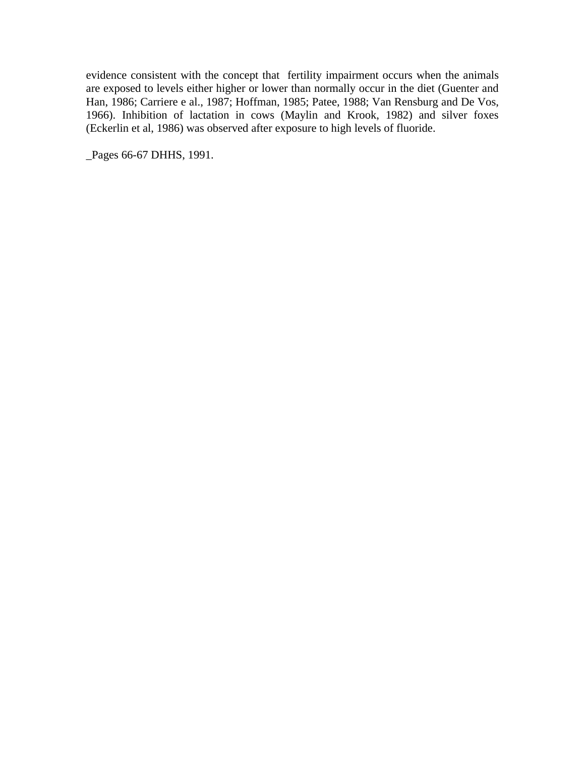evidence consistent with the concept that fertility impairment occurs when the animals are exposed to levels either higher or lower than normally occur in the diet (Guenter and Han, 1986; Carriere e al., 1987; Hoffman, 1985; Patee, 1988; Van Rensburg and De Vos, 1966). Inhibition of lactation in cows (Maylin and Krook, 1982) and silver foxes (Eckerlin et al, 1986) was observed after exposure to high levels of fluoride.

_Pages 66-67 DHHS, 1991.